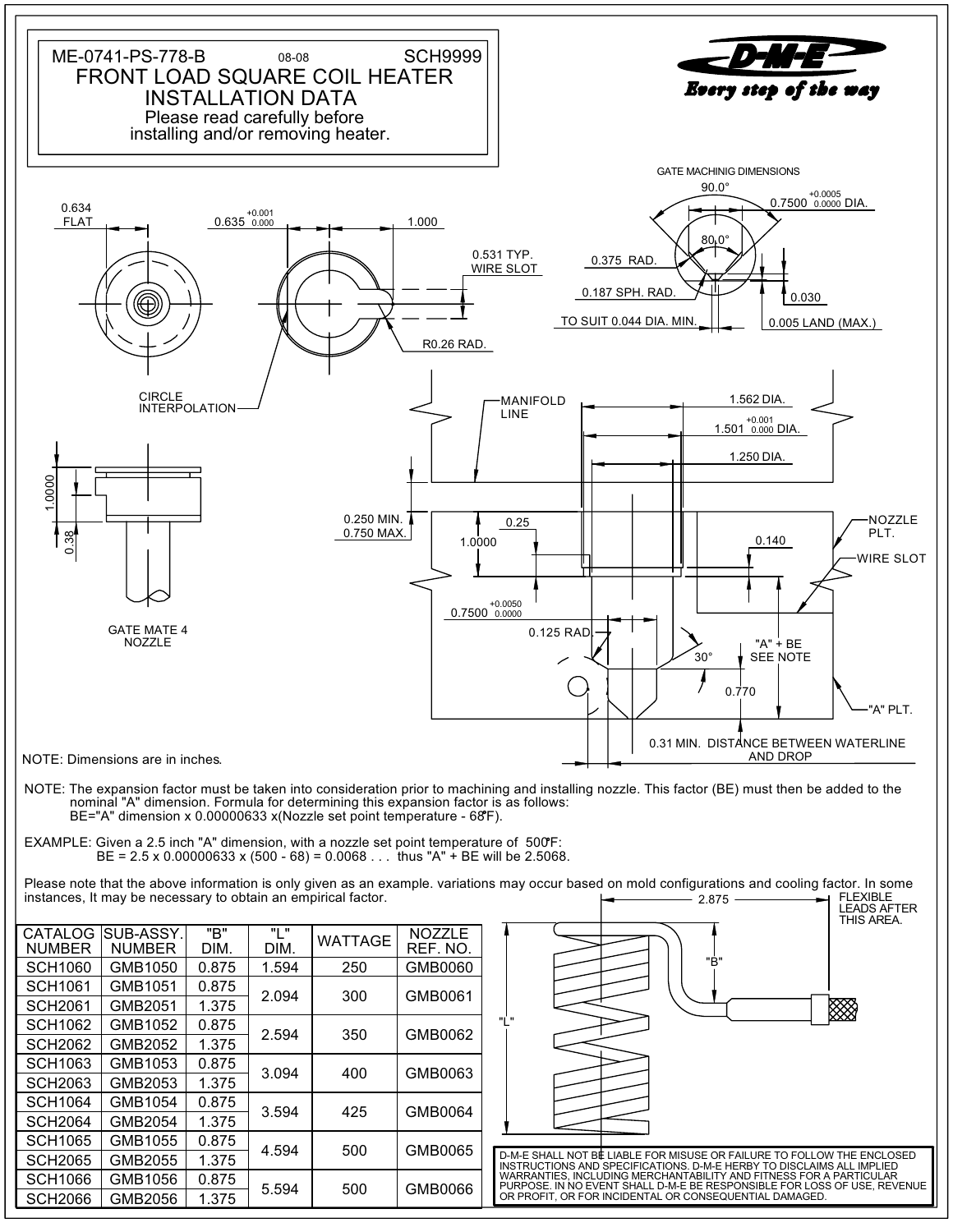ME-0741-PS-778-B 08-08 SCH9999

# FRONT LOAD SQUARE COIL HEATER INSTALLATION DATA

Please read carefully before installing and/or removing heater.

D-M-E *Every step of the way*

GATE MACHINIG DIMENSIONS

90.0° — 0.7500 $^{+0.0005}_{0.0000}$ DIA. — 80.0° — 0.375 RAD. — 0.187 SPH. RAD. — 0.030 — TO SUIT 0.044 DIA. MIN. — 0.005 LAND (MAX.)

0.634 FLAT — 0.635 $^{+0.001}_{0.000}$ — 1.000 — 0.531 TYP. WIRE SLOT — R0.26 RAD. — CIRCLE INTERPOLATION

1.0000 — 0.38 — GATE MATE 4 NOZZLE

MANIFOLD LINE — 1.562 DIA. — 1.501 $^{+0.001}_{0.000}$ DIA. — 1.250 DIA. — 0.250 MIN. 0.750 MAX. — 0.25 — 1.0000 — 0.140 — NOZZLE PLT. — WIRE SLOT — 0.7500 $^{+0.0050}_{0.0000}$ — 0.125 RAD. — 30° — "A" + BE SEE NOTE — 0.770 — "A" PLT. — 0.31 MIN. DISTANCE BETWEEN WATERLINE AND DROP

NOTE: Dimensions are in inches.

NOTE: The expansion factor must be taken into consideration prior to machining and installing nozzle. This factor (BE) must then be added to the nominal "A" dimension. Formula for determining this expansion factor is as follows:
BE="A" dimension x 0.00000633 x(Nozzle set point temperature - 68°F).

EXAMPLE: Given a 2.5 inch "A" dimension, with a nozzle set point temperature of 500°F:
BE = 2.5 x 0.00000633 x (500 - 68) = 0.0068 . . . thus "A" + BE will be 2.5068.

Please note that the above information is only given as an example. variations may occur based on mold configurations and cooling factor. In some instances, It may be necessary to obtain an empirical factor.

| CATALOG NUMBER | SUB-ASSY. NUMBER | "B" DIM. | "L" DIM. | WATTAGE | NOZZLE REF. NO. |
|---|---|---|---|---|---|
| SCH1060 | GMB1050 | 0.875 | 1.594 | 250 | GMB0060 |
| SCH1061 | GMB1051 | 0.875 | 2.094 | 300 | GMB0061 |
| SCH2061 | GMB2051 | 1.375 | | | |
| SCH1062 | GMB1052 | 0.875 | 2.594 | 350 | GMB0062 |
| SCH2062 | GMB2052 | 1.375 | | | |
| SCH1063 | GMB1053 | 0.875 | 3.094 | 400 | GMB0063 |
| SCH2063 | GMB2053 | 1.375 | | | |
| SCH1064 | GMB1054 | 0.875 | 3.594 | 425 | GMB0064 |
| SCH2064 | GMB2054 | 1.375 | | | |
| SCH1065 | GMB1055 | 0.875 | 4.594 | 500 | GMB0065 |
| SCH2065 | GMB2055 | 1.375 | | | |
| SCH1066 | GMB1056 | 0.875 | 5.594 | 500 | GMB0066 |
| SCH2066 | GMB2056 | 1.375 | | | |

2.875 — FLEXIBLE LEADS AFTER THIS AREA. — "B" — "L"

D-M-E SHALL NOT BE LIABLE FOR MISUSE OR FAILURE TO FOLLOW THE ENCLOSED INSTRUCTIONS AND SPECIFICATIONS. D-M-E HERBY TO DISCLAIMS ALL IMPLIED WARRANTIES, INCLUDING MERCHANTABILITY AND FITNESS FOR A PARTICULAR PURPOSE. IN NO EVENT SHALL D-M-E BE RESPONSIBLE FOR LOSS OF USE, REVENUE OR PROFIT, OR FOR INCIDENTAL OR CONSEQUENTIAL DAMAGED.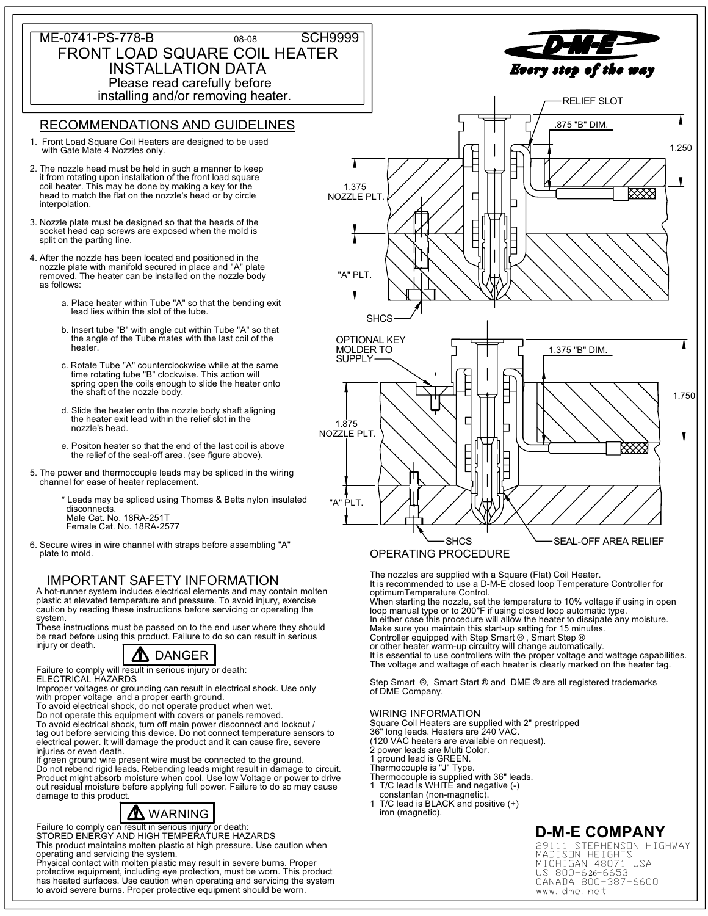ME-0741-PS-778-B 08-08 SCH9999

# FRONT LOAD SQUARE COIL HEATER INSTALLATION DATA

Please read carefully before installing and/or removing heater.

D-M-E *Every step of the way*

## RECOMMENDATIONS AND GUIDELINES

1. Front Load Square Coil Heaters are designed to be used with Gate Mate 4 Nozzles only.
2. The nozzle head must be held in such a manner to keep it from rotating upon installation of the front load square coil heater. This may be done by making a key for the head to match the flat on the nozzle's head or by circle interpolation.
3. Nozzle plate must be designed so that the heads of the socket head cap screws are exposed when the mold is split on the parting line.
4. After the nozzle has been located and positioned in the nozzle plate with manifold secured in place and "A" plate removed. The heater can be installed on the nozzle body as follows:
   a. Place heater within Tube "A" so that the bending exit lead lies within the slot of the tube.
   b. Insert tube "B" with angle cut within Tube "A" so that the angle of the Tube mates with the last coil of the heater.
   c. Rotate Tube "A" counterclockwise while at the same time rotating tube "B" clockwise. This action will spring open the coils enough to slide the heater onto the shaft of the nozzle body.
   d. Slide the heater onto the nozzle body shaft aligning the heater exit lead within the relief slot in the nozzle's head.
   e. Positon heater so that the end of the last coil is above the relief of the seal-off area. (see figure above).
5. The power and thermocouple leads may be spliced in the wiring channel for ease of heater replacement.

   \* Leads may be spliced using Thomas & Betts nylon insulated disconnects.
   Male Cat. No. 18RA-251T
   Female Cat. No. 18RA-2577
6. Secure wires in wire channel with straps before assembling "A" plate to mold.

RELIEF SLOT
.875 "B" DIM.
1.250
1.375 NOZZLE PLT.
"A" PLT.
SHCS

OPTIONAL KEY MOLDER TO SUPPLY
1.375 "B" DIM.
1.750
1.875 NOZZLE PLT.
"A" PLT.
SHCS
SEAL-OFF AREA RELIEF

## IMPORTANT SAFETY INFORMATION

A hot-runner system includes electrical elements and may contain molten plastic at elevated temperature and pressure. To avoid injury, exercise caution by reading these instructions before servicing or operating the system.
These instructions must be passed on to the end user where they should be read before using this product. Failure to do so can result in serious injury or death.

**⚠ DANGER**

Failure to comply will result in serious injury or death:
ELECTRICAL HAZARDS
Improper voltages or grounding can result in electrical shock. Use only with proper voltage and a proper earth ground.
To avoid electrical shock, do not operate product when wet.
Do not operate this equipment with covers or panels removed.
To avoid electrical shock, turn off main power disconnect and lockout / tag out before servicing this device. Do not connect temperature sensors to electrical power. It will damage the product and it can cause fire, severe injuries or even death.
If green ground wire present wire must be connected to the ground.
Do not rebend rigid leads. Rebending leads might result in damage to circuit.
Product might absorb moisture when cool. Use low Voltage or power to drive out residual moisture before applying full power. Failure to do so may cause damage to this product.

**⚠ WARNING**

Failure to comply can result in serious injury or death:
STORED ENERGY AND HIGH TEMPERATURE HAZARDS
This product maintains molten plastic at high pressure. Use caution when operating and servicing the system.
Physical contact with molten plastic may result in severe burns. Proper protective equipment, including eye protection, must be worn. This product has heated surfaces. Use caution when operating and servicing the system to avoid severe burns. Proper protective equipment should be worn.

## OPERATING PROCEDURE

The nozzles are supplied with a Square (Flat) Coil Heater.
It is recommended to use a D-M-E closed loop Temperature Controller for optimumTemperature Control.
When starting the nozzle, set the temperature to 10% voltage if using in open loop manual type or to 200°F if using closed loop automatic type.
In either case this procedure will allow the heater to dissipate any moisture.
Make sure you maintain this start-up setting for 15 minutes.
Controller equipped with Step Smart ®, Smart Step ®
or other heater warm-up circuitry will change automatically.
It is essential to use controllers with the proper voltage and wattage capabilities.
The voltage and wattage of each heater is clearly marked on the heater tag.

Step Smart ®, Smart Start ® and DME ® are all registered trademarks of DME Company.

## WIRING INFORMATION

Square Coil Heaters are supplied with 2" prestripped 36" long leads. Heaters are 240 VAC.
(120 VAC heaters are available on request).
2 power leads are Multi Color.
1 ground lead is GREEN.
Thermocouple is "J" Type.
Thermocouple is supplied with 36" leads.
1 T/C lead is WHITE and negative (-) constantan (non-magnetic).
1 T/C lead is BLACK and positive (+) iron (magnetic).

**D-M-E COMPANY**
29111 STEPHENSON HIGHWAY
MADISON HEIGHTS
MICHIGAN 48071 USA
US 800-626-6653
CANADA 800-387-6600
www. dme. net